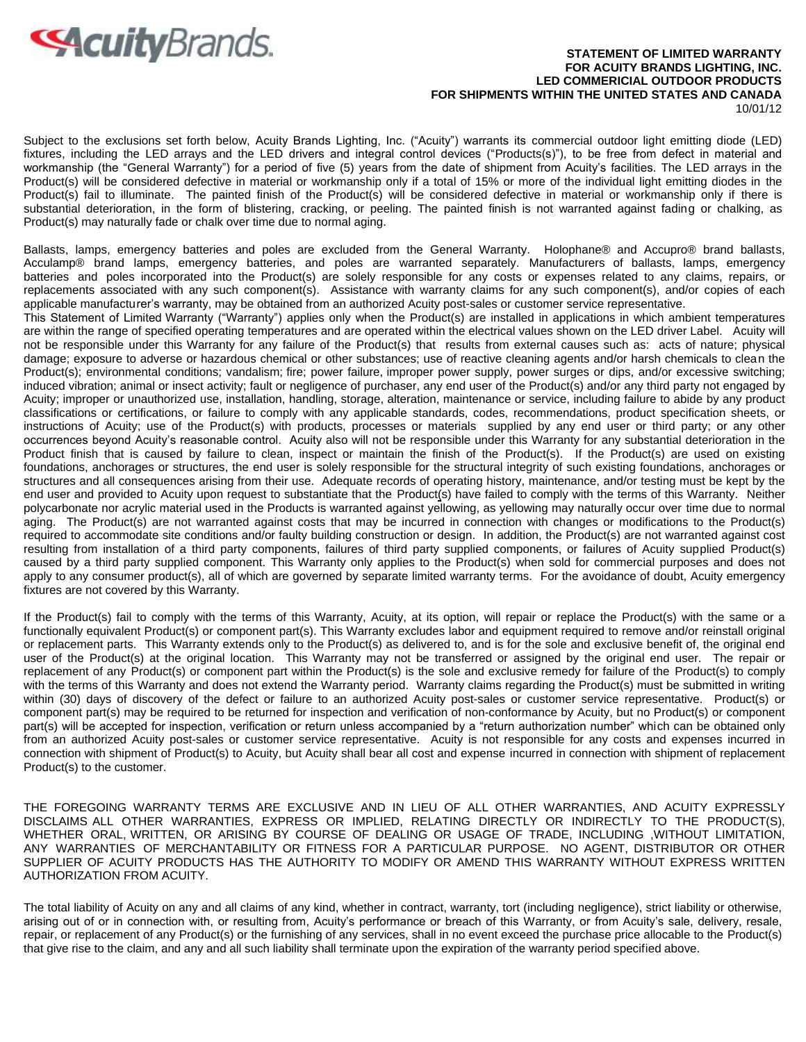AcuityBrands.

**STATEMENT OF LIMITED WARRANTY**
**FOR ACUITY BRANDS LIGHTING, INC.**
**LED COMMERICIAL OUTDOOR PRODUCTS**
**FOR SHIPMENTS WITHIN THE UNITED STATES AND CANADA**
10/01/12

Subject to the exclusions set forth below, Acuity Brands Lighting, Inc. ("Acuity") warrants its commercial outdoor light emitting diode (LED) fixtures, including the LED arrays and the LED drivers and integral control devices ("Products(s)"), to be free from defect in material and workmanship (the "General Warranty") for a period of five (5) years from the date of shipment from Acuity's facilities. The LED arrays in the Product(s) will be considered defective in material or workmanship only if a total of 15% or more of the individual light emitting diodes in the Product(s) fail to illuminate. The painted finish of the Product(s) will be considered defective in material or workmanship only if there is substantial deterioration, in the form of blistering, cracking, or peeling. The painted finish is not warranted against fading or chalking, as Product(s) may naturally fade or chalk over time due to normal aging.

Ballasts, lamps, emergency batteries and poles are excluded from the General Warranty. Holophane® and Accupro® brand ballasts, Acculamp® brand lamps, emergency batteries, and poles are warranted separately. Manufacturers of ballasts, lamps, emergency batteries and poles incorporated into the Product(s) are solely responsible for any costs or expenses related to any claims, repairs, or replacements associated with any such component(s). Assistance with warranty claims for any such component(s), and/or copies of each applicable manufacturer's warranty, may be obtained from an authorized Acuity post-sales or customer service representative.

This Statement of Limited Warranty ("Warranty") applies only when the Product(s) are installed in applications in which ambient temperatures are within the range of specified operating temperatures and are operated within the electrical values shown on the LED driver Label. Acuity will not be responsible under this Warranty for any failure of the Product(s) that results from external causes such as: acts of nature; physical damage; exposure to adverse or hazardous chemical or other substances; use of reactive cleaning agents and/or harsh chemicals to clean the Product(s); environmental conditions; vandalism; fire; power failure, improper power supply, power surges or dips, and/or excessive switching; induced vibration; animal or insect activity; fault or negligence of purchaser, any end user of the Product(s) and/or any third party not engaged by Acuity; improper or unauthorized use, installation, handling, storage, alteration, maintenance or service, including failure to abide by any product classifications or certifications, or failure to comply with any applicable standards, codes, recommendations, product specification sheets, or instructions of Acuity; use of the Product(s) with products, processes or materials supplied by any end user or third party; or any other occurrences beyond Acuity's reasonable control. Acuity also will not be responsible under this Warranty for any substantial deterioration in the Product finish that is caused by failure to clean, inspect or maintain the finish of the Product(s). If the Product(s) are used on existing foundations, anchorages or structures, the end user is solely responsible for the structural integrity of such existing foundations, anchorages or structures and all consequences arising from their use. Adequate records of operating history, maintenance, and/or testing must be kept by the end user and provided to Acuity upon request to substantiate that the Product(s) have failed to comply with the terms of this Warranty. Neither polycarbonate nor acrylic material used in the Products is warranted against yellowing, as yellowing may naturally occur over time due to normal aging. The Product(s) are not warranted against costs that may be incurred in connection with changes or modifications to the Product(s) required to accommodate site conditions and/or faulty building construction or design. In addition, the Product(s) are not warranted against cost resulting from installation of a third party components, failures of third party supplied components, or failures of Acuity supplied Product(s) caused by a third party supplied component. This Warranty only applies to the Product(s) when sold for commercial purposes and does not apply to any consumer product(s), all of which are governed by separate limited warranty terms. For the avoidance of doubt, Acuity emergency fixtures are not covered by this Warranty.

If the Product(s) fail to comply with the terms of this Warranty, Acuity, at its option, will repair or replace the Product(s) with the same or a functionally equivalent Product(s) or component part(s). This Warranty excludes labor and equipment required to remove and/or reinstall original or replacement parts. This Warranty extends only to the Product(s) as delivered to, and is for the sole and exclusive benefit of, the original end user of the Product(s) at the original location. This Warranty may not be transferred or assigned by the original end user. The repair or replacement of any Product(s) or component part within the Product(s) is the sole and exclusive remedy for failure of the Product(s) to comply with the terms of this Warranty and does not extend the Warranty period. Warranty claims regarding the Product(s) must be submitted in writing within (30) days of discovery of the defect or failure to an authorized Acuity post-sales or customer service representative. Product(s) or component part(s) may be required to be returned for inspection and verification of non-conformance by Acuity, but no Product(s) or component part(s) will be accepted for inspection, verification or return unless accompanied by a "return authorization number" which can be obtained only from an authorized Acuity post-sales or customer service representative. Acuity is not responsible for any costs and expenses incurred in connection with shipment of Product(s) to Acuity, but Acuity shall bear all cost and expense incurred in connection with shipment of replacement Product(s) to the customer.

THE FOREGOING WARRANTY TERMS ARE EXCLUSIVE AND IN LIEU OF ALL OTHER WARRANTIES, AND ACUITY EXPRESSLY DISCLAIMS ALL OTHER WARRANTIES, EXPRESS OR IMPLIED, RELATING DIRECTLY OR INDIRECTLY TO THE PRODUCT(S), WHETHER ORAL, WRITTEN, OR ARISING BY COURSE OF DEALING OR USAGE OF TRADE, INCLUDING ,WITHOUT LIMITATION, ANY WARRANTIES OF MERCHANTABILITY OR FITNESS FOR A PARTICULAR PURPOSE. NO AGENT, DISTRIBUTOR OR OTHER SUPPLIER OF ACUITY PRODUCTS HAS THE AUTHORITY TO MODIFY OR AMEND THIS WARRANTY WITHOUT EXPRESS WRITTEN AUTHORIZATION FROM ACUITY.

The total liability of Acuity on any and all claims of any kind, whether in contract, warranty, tort (including negligence), strict liability or otherwise, arising out of or in connection with, or resulting from, Acuity's performance or breach of this Warranty, or from Acuity's sale, delivery, resale, repair, or replacement of any Product(s) or the furnishing of any services, shall in no event exceed the purchase price allocable to the Product(s) that give rise to the claim, and any and all such liability shall terminate upon the expiration of the warranty period specified above.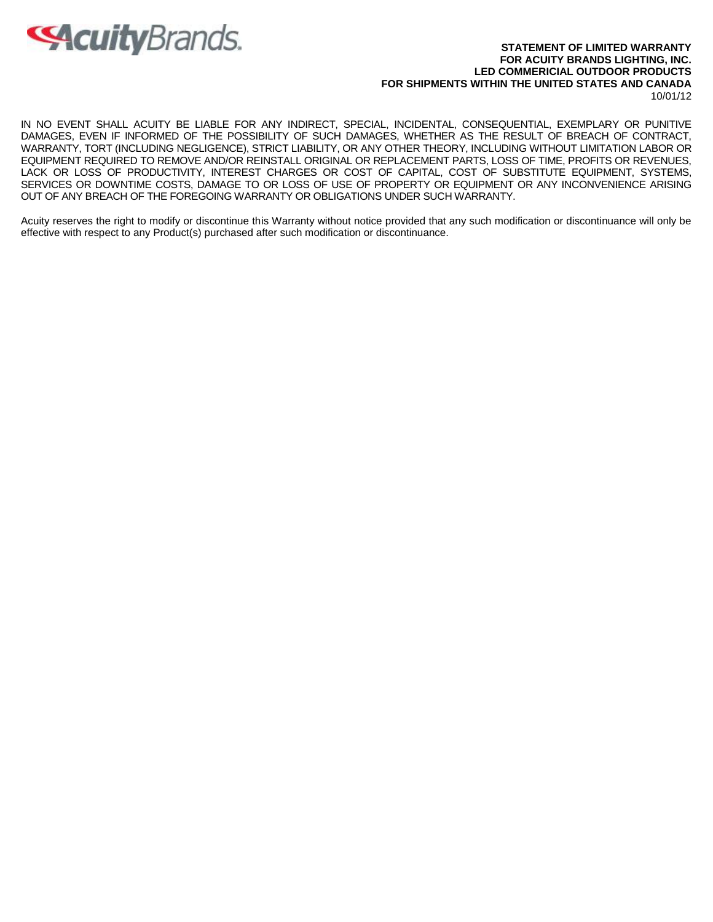IN NO EVENT SHALL ACUITY BE LIABLE FOR ANY INDIRECT, SPECIAL, INCIDENTAL, CONSEQUENTIAL, EXEMPLARY OR PUNITIVE DAMAGES, EVEN IF INFORMED OF THE POSSIBILITY OF SUCH DAMAGES, WHETHER AS THE RESULT OF BREACH OF CONTRACT, WARRANTY, TORT (INCLUDING NEGLIGENCE), STRICT LIABILITY, OR ANY OTHER THEORY, INCLUDING WITHOUT LIMITATION LABOR OR EQUIPMENT REQUIRED TO REMOVE AND/OR REINSTALL ORIGINAL OR REPLACEMENT PARTS, LOSS OF TIME, PROFITS OR REVENUES, LACK OR LOSS OF PRODUCTIVITY, INTEREST CHARGES OR COST OF CAPITAL, COST OF SUBSTITUTE EQUIPMENT, SYSTEMS, SERVICES OR DOWNTIME COSTS, DAMAGE TO OR LOSS OF USE OF PROPERTY OR EQUIPMENT OR ANY INCONVENIENCE ARISING OUT OF ANY BREACH OF THE FOREGOING WARRANTY OR OBLIGATIONS UNDER SUCH WARRANTY.

Acuity reserves the right to modify or discontinue this Warranty without notice provided that any such modification or discontinuance will only be effective with respect to any Product(s) purchased after such modification or discontinuance.